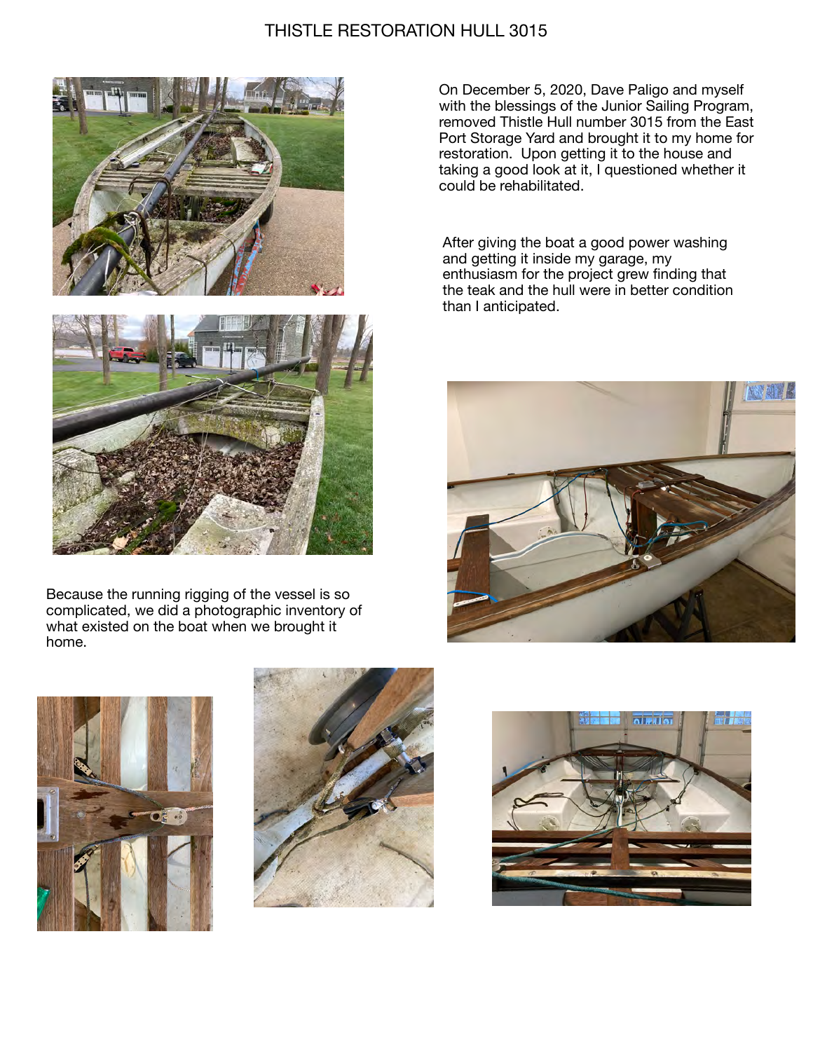# THISTLE RESTORATION HULL 3015

On December 5, 2020, Dave Paligo and myself with the blessings of the Junior Sailing Program, removed Thistle Hull number 3015 from the East Port Storage Yard and brought it to my home for restoration. Upon getting it to the house and taking a good look at it, I questioned whether it could be rehabilitated.

After giving the boat a good power washing and getting it inside my garage, my enthusiasm for the project grew finding that the teak and the hull were in better condition than I anticipated.

Because the running rigging of the vessel is so complicated, we did a photographic inventory of what existed on the boat when we brought it home.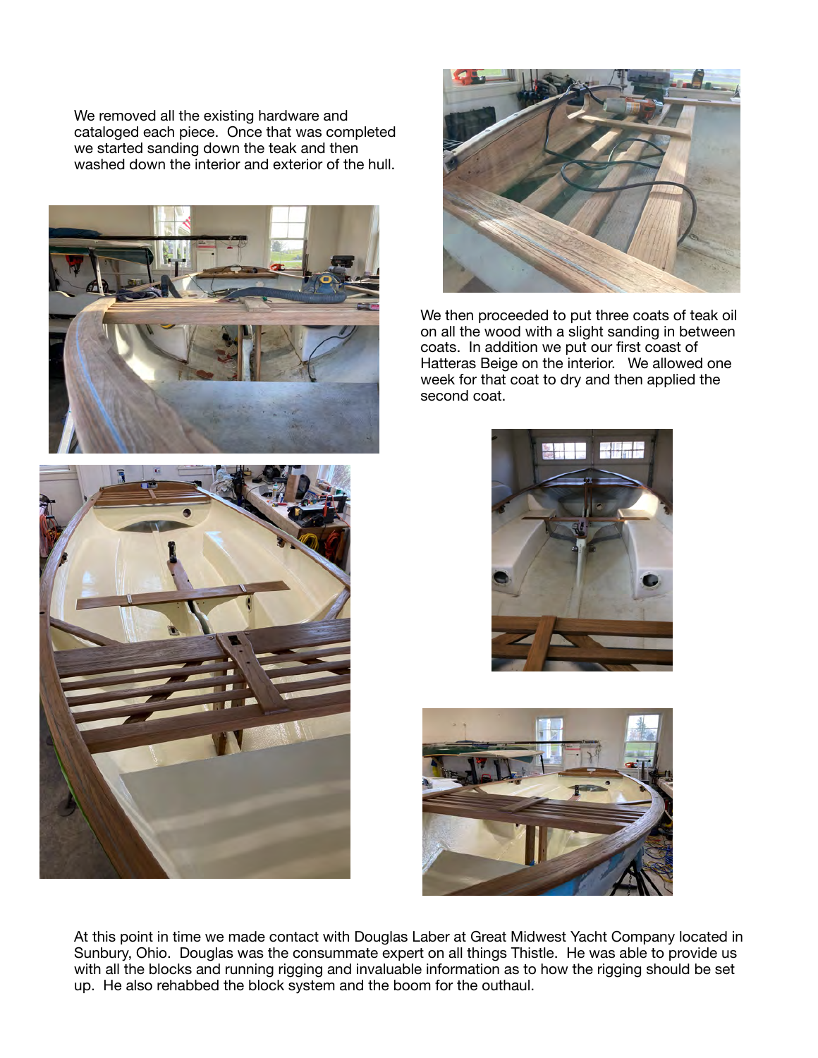We removed all the existing hardware and cataloged each piece. Once that was completed we started sanding down the teak and then washed down the interior and exterior of the hull.

We then proceeded to put three coats of teak oil on all the wood with a slight sanding in between coats. In addition we put our first coast of Hatteras Beige on the interior. We allowed one week for that coat to dry and then applied the second coat.

At this point in time we made contact with Douglas Laber at Great Midwest Yacht Company located in Sunbury, Ohio. Douglas was the consummate expert on all things Thistle. He was able to provide us with all the blocks and running rigging and invaluable information as to how the rigging should be set up. He also rehabbed the block system and the boom for the outhaul.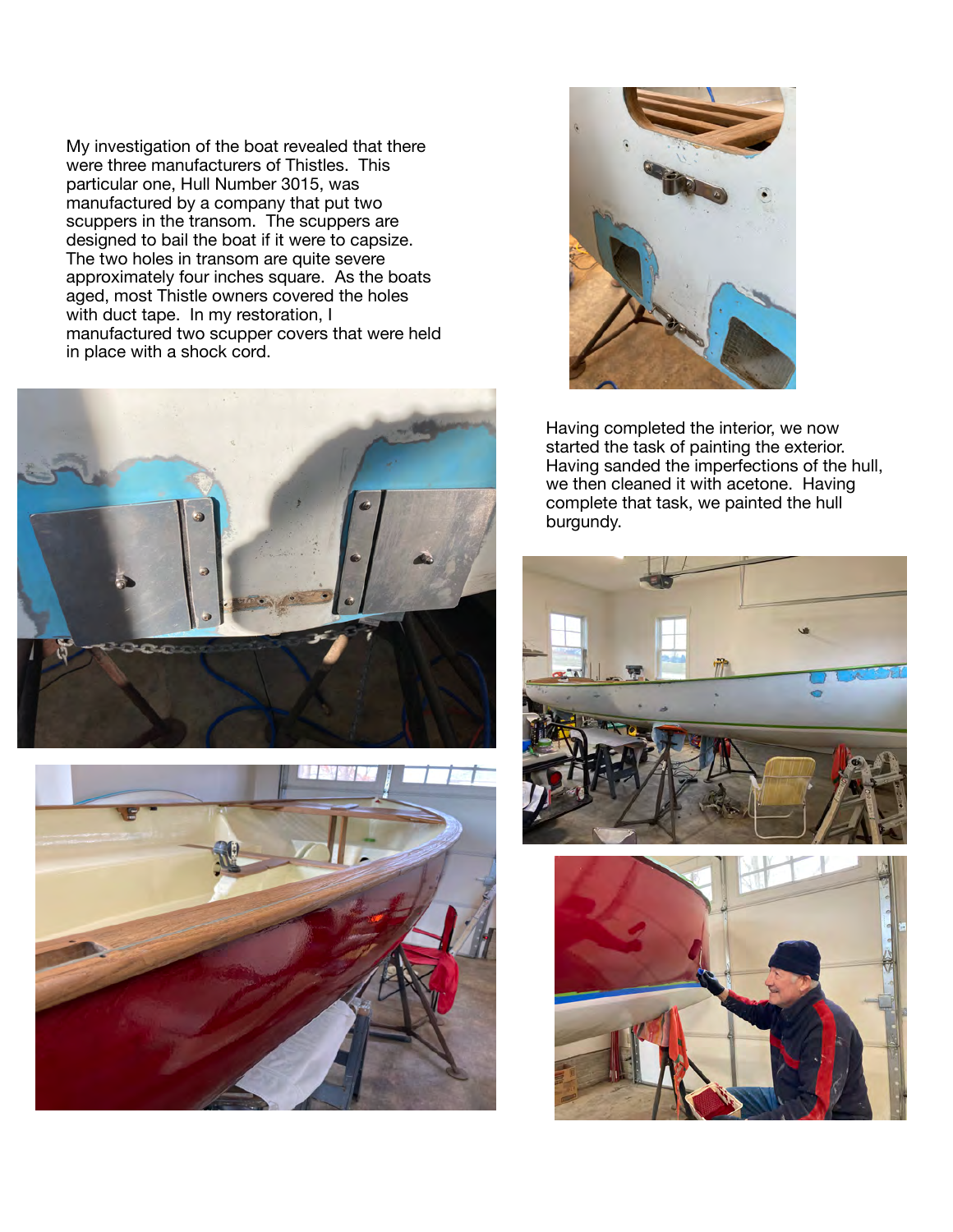My investigation of the boat revealed that there were three manufacturers of Thistles. This particular one, Hull Number 3015, was manufactured by a company that put two scuppers in the transom. The scuppers are designed to bail the boat if it were to capsize. The two holes in transom are quite severe approximately four inches square. As the boats aged, most Thistle owners covered the holes with duct tape. In my restoration, I manufactured two scupper covers that were held in place with a shock cord.

Having completed the interior, we now started the task of painting the exterior. Having sanded the imperfections of the hull, we then cleaned it with acetone. Having complete that task, we painted the hull burgundy.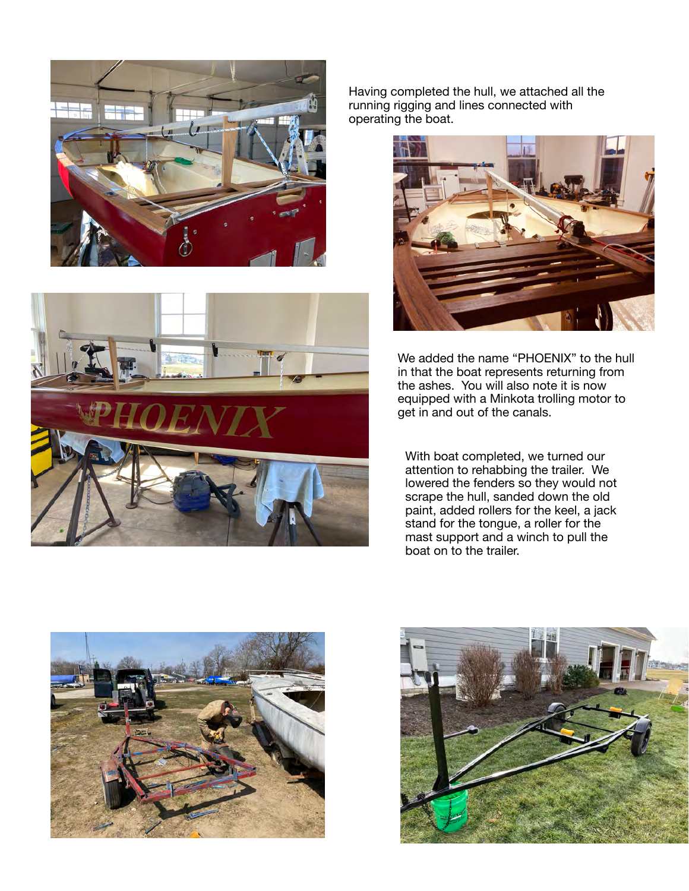Having completed the hull, we attached all the running rigging and lines connected with operating the boat.

We added the name "PHOENIX" to the hull in that the boat represents returning from the ashes. You will also note it is now equipped with a Minkota trolling motor to get in and out of the canals.

With boat completed, we turned our attention to rehabbing the trailer. We lowered the fenders so they would not scrape the hull, sanded down the old paint, added rollers for the keel, a jack stand for the tongue, a roller for the mast support and a winch to pull the boat on to the trailer.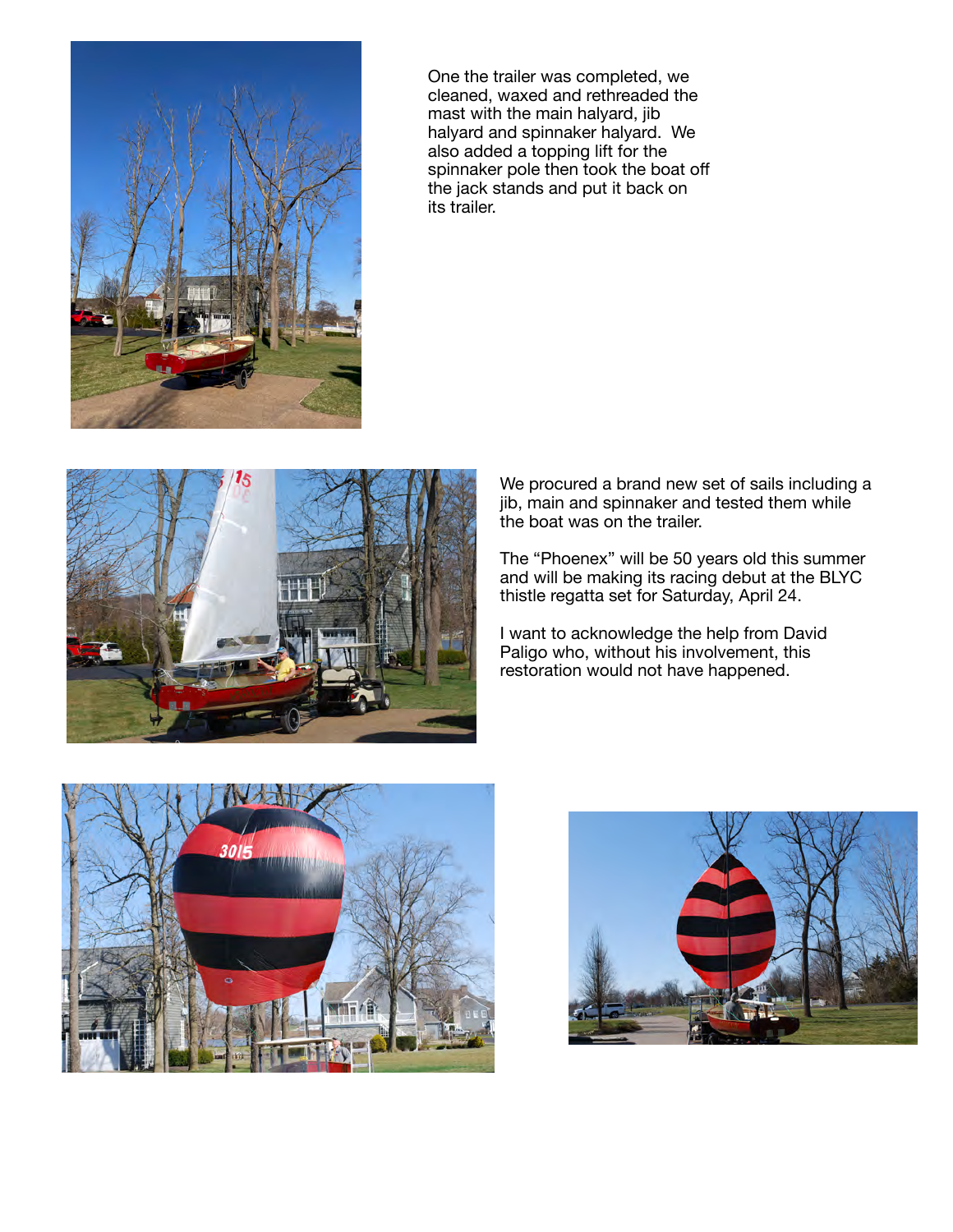One the trailer was completed, we cleaned, waxed and rethreaded the mast with the main halyard, jib halyard and spinnaker halyard. We also added a topping lift for the spinnaker pole then took the boat off the jack stands and put it back on its trailer.

We procured a brand new set of sails including a jib, main and spinnaker and tested them while the boat was on the trailer.

The “Phoenex” will be 50 years old this summer and will be making its racing debut at the BLYC thistle regatta set for Saturday, April 24.

I want to acknowledge the help from David Paligo who, without his involvement, this restoration would not have happened.